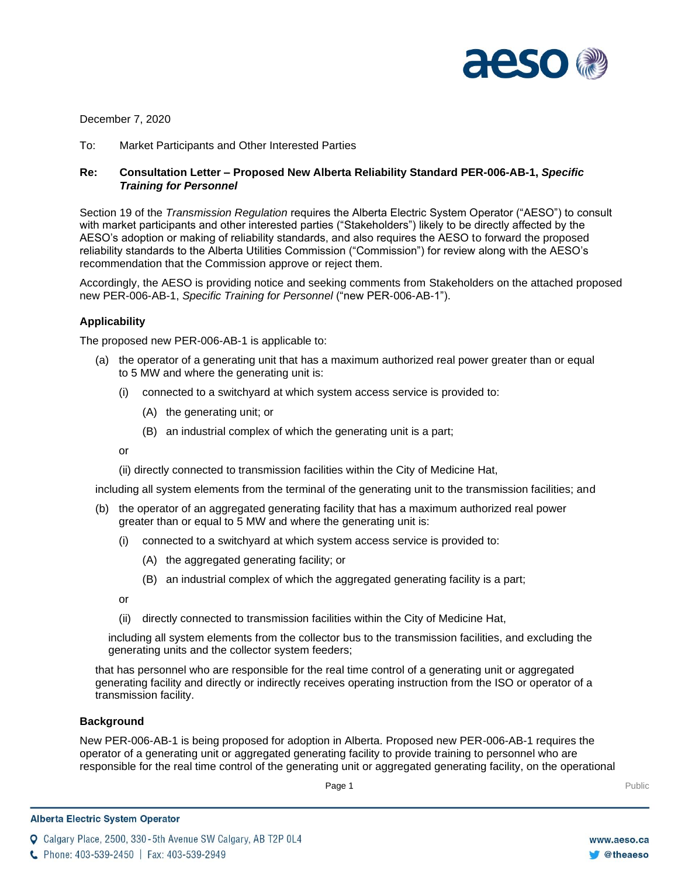December 7, 2020

To: Market Participants and Other Interested Parties

**Re: Consultation Letter – Proposed New Alberta Reliability Standard PER-006-AB-1, *Specific Training for Personnel***

Section 19 of the *Transmission Regulation* requires the Alberta Electric System Operator ("AESO") to consult with market participants and other interested parties ("Stakeholders") likely to be directly affected by the AESO's adoption or making of reliability standards, and also requires the AESO to forward the proposed reliability standards to the Alberta Utilities Commission ("Commission") for review along with the AESO's recommendation that the Commission approve or reject them.

Accordingly, the AESO is providing notice and seeking comments from Stakeholders on the attached proposed new PER-006-AB-1, *Specific Training for Personnel* ("new PER-006-AB-1").

**Applicability**

The proposed new PER-006-AB-1 is applicable to:

(a) the operator of a generating unit that has a maximum authorized real power greater than or equal to 5 MW and where the generating unit is:

  (i) connected to a switchyard at which system access service is provided to:

    (A) the generating unit; or

    (B) an industrial complex of which the generating unit is a part;

  or

  (ii) directly connected to transmission facilities within the City of Medicine Hat,

including all system elements from the terminal of the generating unit to the transmission facilities; and

(b) the operator of an aggregated generating facility that has a maximum authorized real power greater than or equal to 5 MW and where the generating unit is:

  (i) connected to a switchyard at which system access service is provided to:

    (A) the aggregated generating facility; or

    (B) an industrial complex of which the aggregated generating facility is a part;

  or

  (ii) directly connected to transmission facilities within the City of Medicine Hat,

including all system elements from the collector bus to the transmission facilities, and excluding the generating units and the collector system feeders;

that has personnel who are responsible for the real time control of a generating unit or aggregated generating facility and directly or indirectly receives operating instruction from the ISO or operator of a transmission facility.

**Background**

New PER-006-AB-1 is being proposed for adoption in Alberta. Proposed new PER-006-AB-1 requires the operator of a generating unit or aggregated generating facility to provide training to personnel who are responsible for the real time control of the generating unit or aggregated generating facility, on the operational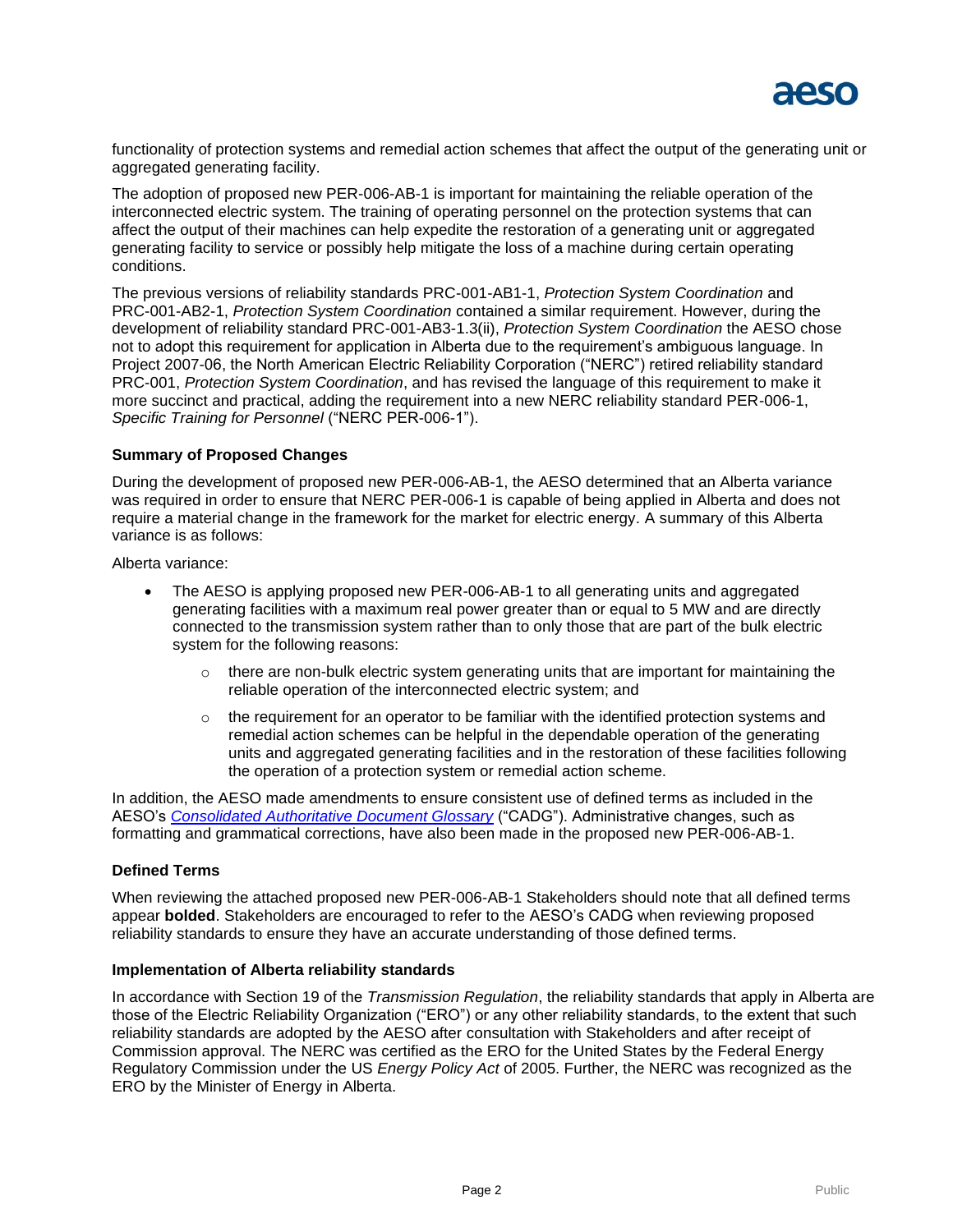functionality of protection systems and remedial action schemes that affect the output of the generating unit or aggregated generating facility.

The adoption of proposed new PER-006-AB-1 is important for maintaining the reliable operation of the interconnected electric system. The training of operating personnel on the protection systems that can affect the output of their machines can help expedite the restoration of a generating unit or aggregated generating facility to service or possibly help mitigate the loss of a machine during certain operating conditions.

The previous versions of reliability standards PRC-001-AB1-1, *Protection System Coordination* and PRC-001-AB2-1, *Protection System Coordination* contained a similar requirement. However, during the development of reliability standard PRC-001-AB3-1.3(ii), *Protection System Coordination* the AESO chose not to adopt this requirement for application in Alberta due to the requirement's ambiguous language. In Project 2007-06, the North American Electric Reliability Corporation ("NERC") retired reliability standard PRC-001, *Protection System Coordination*, and has revised the language of this requirement to make it more succinct and practical, adding the requirement into a new NERC reliability standard PER-006-1, *Specific Training for Personnel* ("NERC PER-006-1").

**Summary of Proposed Changes**

During the development of proposed new PER-006-AB-1, the AESO determined that an Alberta variance was required in order to ensure that NERC PER-006-1 is capable of being applied in Alberta and does not require a material change in the framework for the market for electric energy. A summary of this Alberta variance is as follows:

Alberta variance:

- The AESO is applying proposed new PER-006-AB-1 to all generating units and aggregated generating facilities with a maximum real power greater than or equal to 5 MW and are directly connected to the transmission system rather than to only those that are part of the bulk electric system for the following reasons:
  - there are non-bulk electric system generating units that are important for maintaining the reliable operation of the interconnected electric system; and
  - the requirement for an operator to be familiar with the identified protection systems and remedial action schemes can be helpful in the dependable operation of the generating units and aggregated generating facilities and in the restoration of these facilities following the operation of a protection system or remedial action scheme.

In addition, the AESO made amendments to ensure consistent use of defined terms as included in the AESO's *Consolidated Authoritative Document Glossary* ("CADG"). Administrative changes, such as formatting and grammatical corrections, have also been made in the proposed new PER-006-AB-1.

**Defined Terms**

When reviewing the attached proposed new PER-006-AB-1 Stakeholders should note that all defined terms appear **bolded**. Stakeholders are encouraged to refer to the AESO's CADG when reviewing proposed reliability standards to ensure they have an accurate understanding of those defined terms.

**Implementation of Alberta reliability standards**

In accordance with Section 19 of the *Transmission Regulation*, the reliability standards that apply in Alberta are those of the Electric Reliability Organization ("ERO") or any other reliability standards, to the extent that such reliability standards are adopted by the AESO after consultation with Stakeholders and after receipt of Commission approval. The NERC was certified as the ERO for the United States by the Federal Energy Regulatory Commission under the US *Energy Policy Act* of 2005. Further, the NERC was recognized as the ERO by the Minister of Energy in Alberta.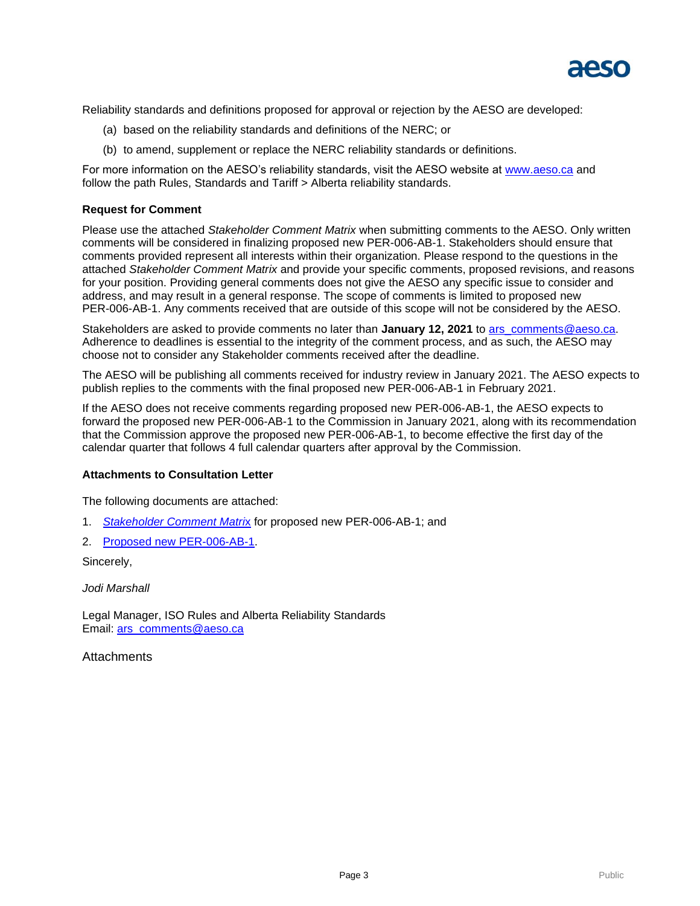Reliability standards and definitions proposed for approval or rejection by the AESO are developed:

(a) based on the reliability standards and definitions of the NERC; or

(b) to amend, supplement or replace the NERC reliability standards or definitions.

For more information on the AESO's reliability standards, visit the AESO website at www.aeso.ca and follow the path Rules, Standards and Tariff > Alberta reliability standards.

**Request for Comment**

Please use the attached *Stakeholder Comment Matrix* when submitting comments to the AESO. Only written comments will be considered in finalizing proposed new PER-006-AB-1. Stakeholders should ensure that comments provided represent all interests within their organization. Please respond to the questions in the attached *Stakeholder Comment Matrix* and provide your specific comments, proposed revisions, and reasons for your position. Providing general comments does not give the AESO any specific issue to consider and address, and may result in a general response. The scope of comments is limited to proposed new PER-006-AB-1. Any comments received that are outside of this scope will not be considered by the AESO.

Stakeholders are asked to provide comments no later than **January 12, 2021** to ars_comments@aeso.ca. Adherence to deadlines is essential to the integrity of the comment process, and as such, the AESO may choose not to consider any Stakeholder comments received after the deadline.

The AESO will be publishing all comments received for industry review in January 2021. The AESO expects to publish replies to the comments with the final proposed new PER-006-AB-1 in February 2021.

If the AESO does not receive comments regarding proposed new PER-006-AB-1, the AESO expects to forward the proposed new PER-006-AB-1 to the Commission in January 2021, along with its recommendation that the Commission approve the proposed new PER-006-AB-1, to become effective the first day of the calendar quarter that follows 4 full calendar quarters after approval by the Commission.

**Attachments to Consultation Letter**

The following documents are attached:

1. *Stakeholder Comment Matrix* for proposed new PER-006-AB-1; and
2. Proposed new PER-006-AB-1.

Sincerely,

*Jodi Marshall*

Legal Manager, ISO Rules and Alberta Reliability Standards
Email: ars_comments@aeso.ca

Attachments